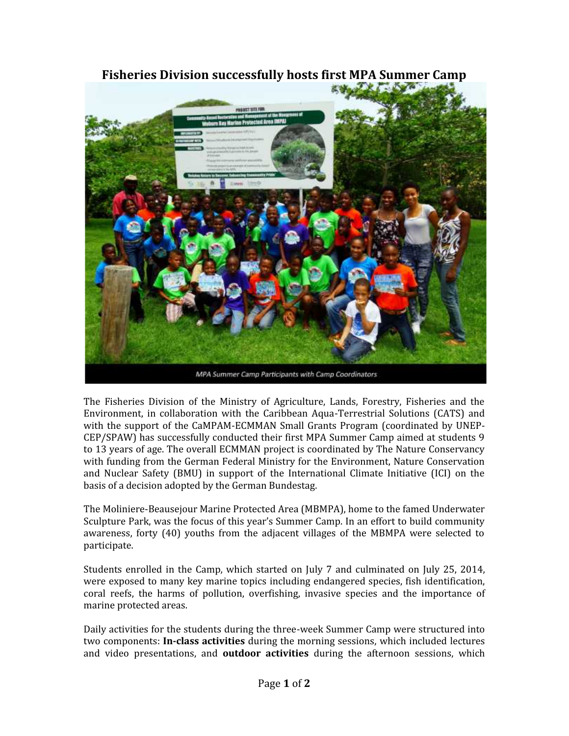# Fisheries Division successfully hosts first MPA Summer Camp

MPA Summer Camp Participants with Camp Coordinators

The Fisheries Division of the Ministry of Agriculture, Lands, Forestry, Fisheries and the Environment, in collaboration with the Caribbean Aqua-Terrestrial Solutions (CATS) and with the support of the CaMPAM-ECMMAN Small Grants Program (coordinated by UNEP-CEP/SPAW) has successfully conducted their first MPA Summer Camp aimed at students 9 to 13 years of age. The overall ECMMAN project is coordinated by The Nature Conservancy with funding from the German Federal Ministry for the Environment, Nature Conservation and Nuclear Safety (BMU) in support of the International Climate Initiative (ICI) on the basis of a decision adopted by the German Bundestag.

The Moliniere-Beausejour Marine Protected Area (MBMPA), home to the famed Underwater Sculpture Park, was the focus of this year's Summer Camp. In an effort to build community awareness, forty (40) youths from the adjacent villages of the MBMPA were selected to participate.

Students enrolled in the Camp, which started on July 7 and culminated on July 25, 2014, were exposed to many key marine topics including endangered species, fish identification, coral reefs, the harms of pollution, overfishing, invasive species and the importance of marine protected areas.

Daily activities for the students during the three-week Summer Camp were structured into two components: **In-class activities** during the morning sessions, which included lectures and video presentations, and **outdoor activities** during the afternoon sessions, which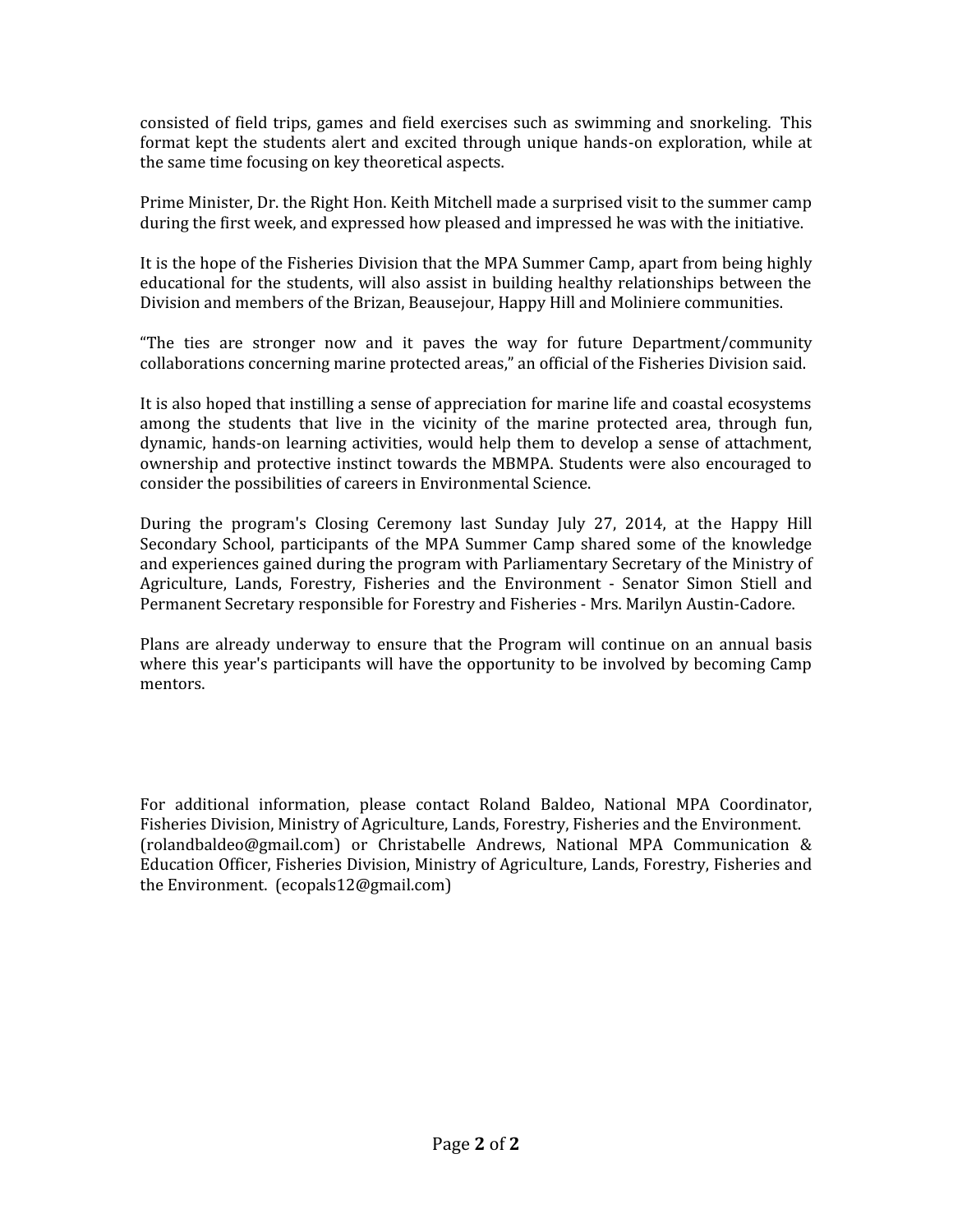consisted of field trips, games and field exercises such as swimming and snorkeling. This format kept the students alert and excited through unique hands-on exploration, while at the same time focusing on key theoretical aspects.

Prime Minister, Dr. the Right Hon. Keith Mitchell made a surprised visit to the summer camp during the first week, and expressed how pleased and impressed he was with the initiative.

It is the hope of the Fisheries Division that the MPA Summer Camp, apart from being highly educational for the students, will also assist in building healthy relationships between the Division and members of the Brizan, Beausejour, Happy Hill and Moliniere communities.

"The ties are stronger now and it paves the way for future Department/community collaborations concerning marine protected areas," an official of the Fisheries Division said.

It is also hoped that instilling a sense of appreciation for marine life and coastal ecosystems among the students that live in the vicinity of the marine protected area, through fun, dynamic, hands-on learning activities, would help them to develop a sense of attachment, ownership and protective instinct towards the MBMPA. Students were also encouraged to consider the possibilities of careers in Environmental Science.

During the program's Closing Ceremony last Sunday July 27, 2014, at the Happy Hill Secondary School, participants of the MPA Summer Camp shared some of the knowledge and experiences gained during the program with Parliamentary Secretary of the Ministry of Agriculture, Lands, Forestry, Fisheries and the Environment - Senator Simon Stiell and Permanent Secretary responsible for Forestry and Fisheries - Mrs. Marilyn Austin-Cadore.

Plans are already underway to ensure that the Program will continue on an annual basis where this year's participants will have the opportunity to be involved by becoming Camp mentors.

For additional information, please contact Roland Baldeo, National MPA Coordinator, Fisheries Division, Ministry of Agriculture, Lands, Forestry, Fisheries and the Environment. (rolandbaldeo@gmail.com) or Christabelle Andrews, National MPA Communication & Education Officer, Fisheries Division, Ministry of Agriculture, Lands, Forestry, Fisheries and the Environment. (ecopals12@gmail.com)